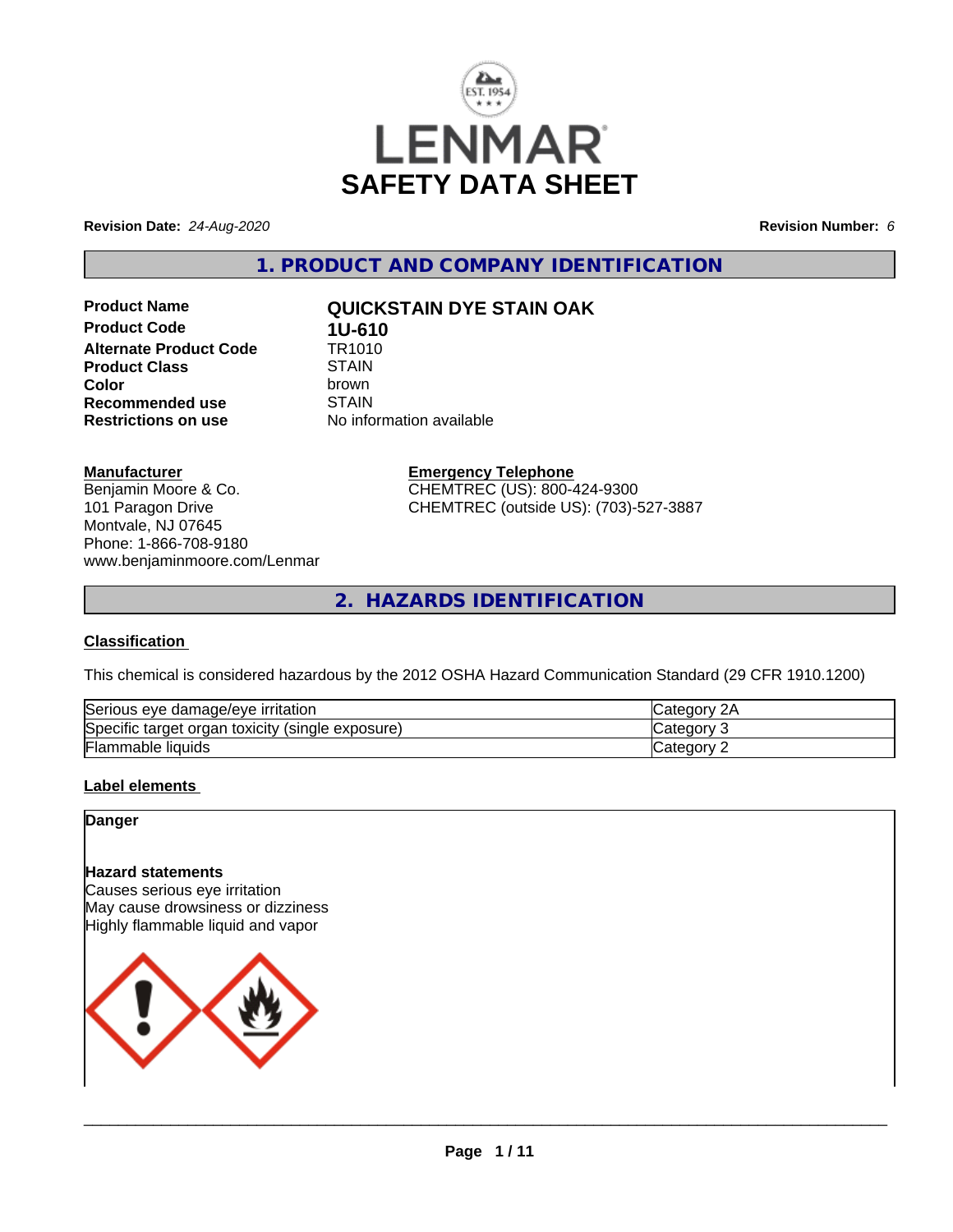# LENMAR

# SAFETY DATA SHEET

**Revision Date:** *24-Aug-2020* **Revision Number:** *6*

## 1. PRODUCT AND COMPANY IDENTIFICATION

| | |
|---|---|
| **Product Name** | **QUICKSTAIN DYE STAIN OAK** |
| **Product Code** | **1U-610** |
| **Alternate Product Code** | TR1010 |
| **Product Class** | STAIN |
| **Color** | brown |
| **Recommended use** | STAIN |
| **Restrictions on use** | No information available |

**Manufacturer**
Benjamin Moore & Co.
101 Paragon Drive
Montvale, NJ 07645
Phone: 1-866-708-9180
www.benjaminmoore.com/Lenmar

**Emergency Telephone**
CHEMTREC (US): 800-424-9300
CHEMTREC (outside US): (703)-527-3887

## 2. HAZARDS IDENTIFICATION

### Classification

This chemical is considered hazardous by the 2012 OSHA Hazard Communication Standard (29 CFR 1910.1200)

| | |
|---|---|
| Serious eye damage/eye irritation | Category 2A |
| Specific target organ toxicity (single exposure) | Category 3 |
| Flammable liquids | Category 2 |

### Label elements

**Danger**

**Hazard statements**
Causes serious eye irritation
May cause drowsiness or dizziness
Highly flammable liquid and vapor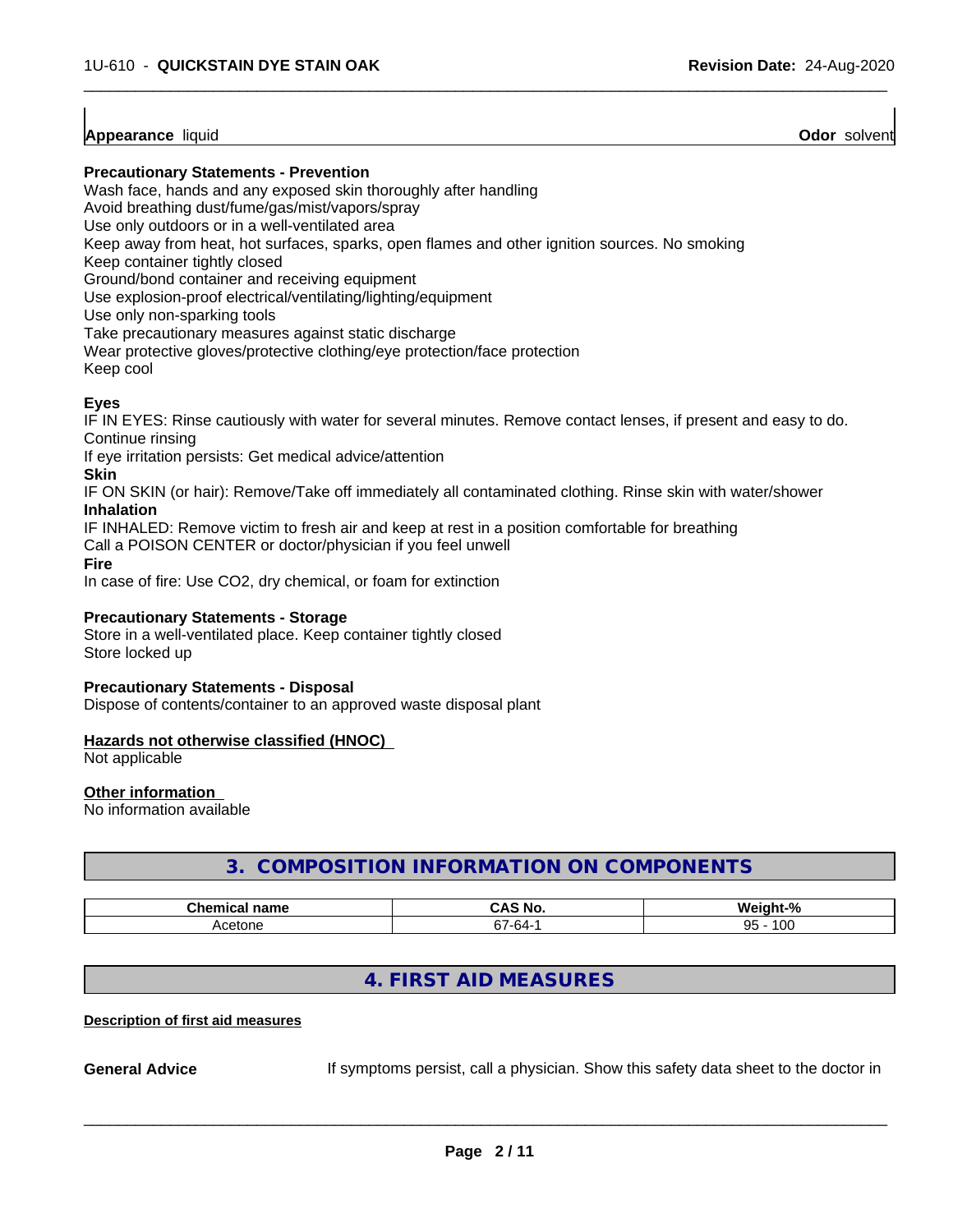**Appearance** liquid **Odor** solvent

**Precautionary Statements - Prevention**

Wash face, hands and any exposed skin thoroughly after handling
Avoid breathing dust/fume/gas/mist/vapors/spray
Use only outdoors or in a well-ventilated area
Keep away from heat, hot surfaces, sparks, open flames and other ignition sources. No smoking
Keep container tightly closed
Ground/bond container and receiving equipment
Use explosion-proof electrical/ventilating/lighting/equipment
Use only non-sparking tools
Take precautionary measures against static discharge
Wear protective gloves/protective clothing/eye protection/face protection
Keep cool

**Eyes**

IF IN EYES: Rinse cautiously with water for several minutes. Remove contact lenses, if present and easy to do. Continue rinsing
If eye irritation persists: Get medical advice/attention

**Skin**

IF ON SKIN (or hair): Remove/Take off immediately all contaminated clothing. Rinse skin with water/shower

**Inhalation**

IF INHALED: Remove victim to fresh air and keep at rest in a position comfortable for breathing
Call a POISON CENTER or doctor/physician if you feel unwell

**Fire**

In case of fire: Use CO2, dry chemical, or foam for extinction

**Precautionary Statements - Storage**

Store in a well-ventilated place. Keep container tightly closed
Store locked up

**Precautionary Statements - Disposal**

Dispose of contents/container to an approved waste disposal plant

**Hazards not otherwise classified (HNOC)**

Not applicable

**Other information**

No information available

## 3. COMPOSITION INFORMATION ON COMPONENTS

| Chemical name | CAS No. | Weight-% |
|---|---|---|
| Acetone | 67-64-1 | 95 - 100 |

## 4. FIRST AID MEASURES

**Description of first aid measures**

**General Advice** If symptoms persist, call a physician. Show this safety data sheet to the doctor in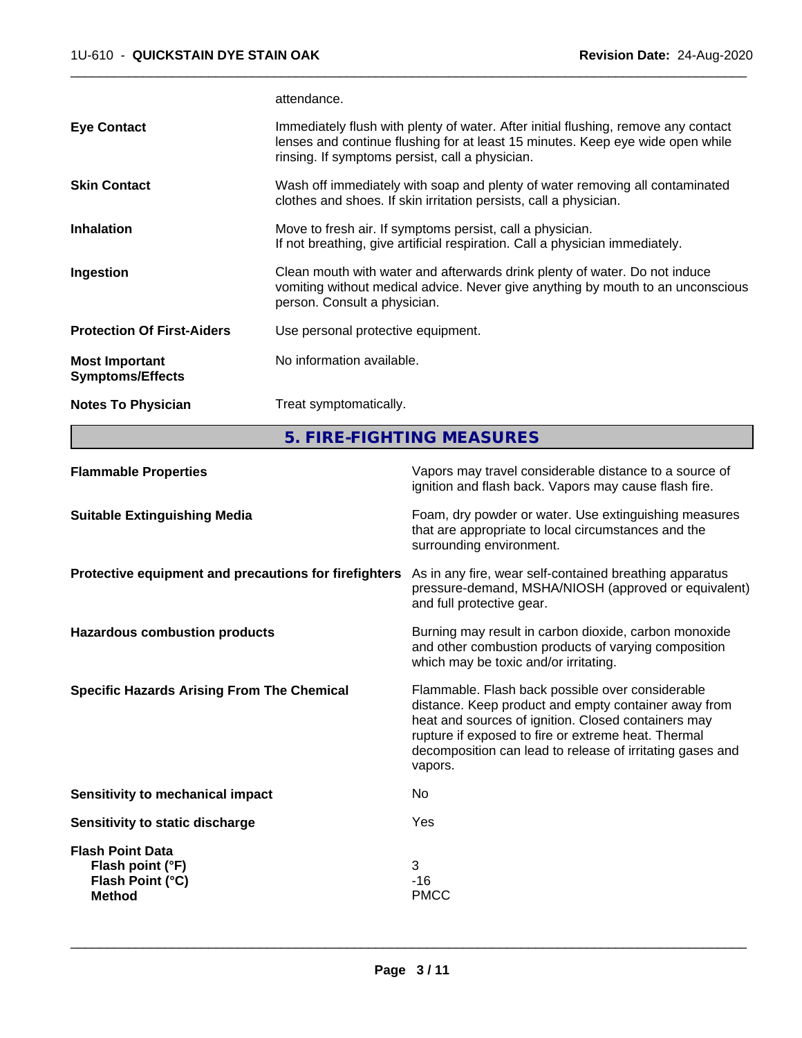attendance.

**Eye Contact**
Immediately flush with plenty of water. After initial flushing, remove any contact lenses and continue flushing for at least 15 minutes. Keep eye wide open while rinsing. If symptoms persist, call a physician.

**Skin Contact**
Wash off immediately with soap and plenty of water removing all contaminated clothes and shoes. If skin irritation persists, call a physician.

**Inhalation**
Move to fresh air. If symptoms persist, call a physician.
If not breathing, give artificial respiration. Call a physician immediately.

**Ingestion**
Clean mouth with water and afterwards drink plenty of water. Do not induce vomiting without medical advice. Never give anything by mouth to an unconscious person. Consult a physician.

**Protection Of First-Aiders**
Use personal protective equipment.

**Most Important Symptoms/Effects**
No information available.

**Notes To Physician**
Treat symptomatically.

## 5. FIRE-FIGHTING MEASURES

**Flammable Properties**
Vapors may travel considerable distance to a source of ignition and flash back. Vapors may cause flash fire.

**Suitable Extinguishing Media**
Foam, dry powder or water. Use extinguishing measures that are appropriate to local circumstances and the surrounding environment.

**Protective equipment and precautions for firefighters**
As in any fire, wear self-contained breathing apparatus pressure-demand, MSHA/NIOSH (approved or equivalent) and full protective gear.

**Hazardous combustion products**
Burning may result in carbon dioxide, carbon monoxide and other combustion products of varying composition which may be toxic and/or irritating.

**Specific Hazards Arising From The Chemical**
Flammable. Flash back possible over considerable distance. Keep product and empty container away from heat and sources of ignition. Closed containers may rupture if exposed to fire or extreme heat. Thermal decomposition can lead to release of irritating gases and vapors.

**Sensitivity to mechanical impact**
No

**Sensitivity to static discharge**
Yes

**Flash Point Data**

| | |
|---|---|
| **Flash point (°F)** | 3 |
| **Flash Point (°C)** | -16 |
| **Method** | PMCC |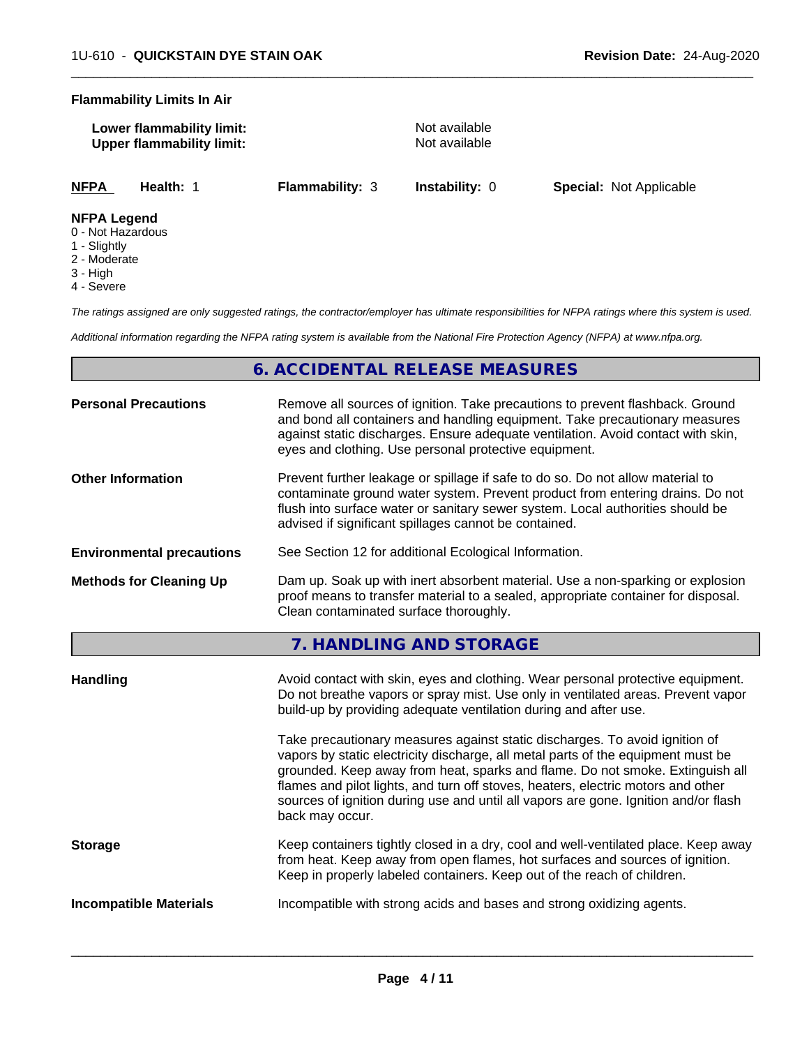**Flammability Limits In Air**

| | |
|---|---|
| **Lower flammability limit:** | Not available |
| **Upper flammability limit:** | Not available |

| **NFPA** | **Health:** 1 | **Flammability:** 3 | **Instability:** 0 | **Special:** Not Applicable |
|---|---|---|---|---|

**NFPA Legend**
0 - Not Hazardous
1 - Slightly
2 - Moderate
3 - High
4 - Severe

*The ratings assigned are only suggested ratings, the contractor/employer has ultimate responsibilities for NFPA ratings where this system is used.*

*Additional information regarding the NFPA rating system is available from the National Fire Protection Agency (NFPA) at www.nfpa.org.*

## 6. ACCIDENTAL RELEASE MEASURES

**Personal Precautions**

Remove all sources of ignition. Take precautions to prevent flashback. Ground and bond all containers and handling equipment. Take precautionary measures against static discharges. Ensure adequate ventilation. Avoid contact with skin, eyes and clothing. Use personal protective equipment.

**Other Information**

Prevent further leakage or spillage if safe to do so. Do not allow material to contaminate ground water system. Prevent product from entering drains. Do not flush into surface water or sanitary sewer system. Local authorities should be advised if significant spillages cannot be contained.

**Environmental precautions**

See Section 12 for additional Ecological Information.

**Methods for Cleaning Up**

Dam up. Soak up with inert absorbent material. Use a non-sparking or explosion proof means to transfer material to a sealed, appropriate container for disposal. Clean contaminated surface thoroughly.

## 7. HANDLING AND STORAGE

**Handling**

Avoid contact with skin, eyes and clothing. Wear personal protective equipment. Do not breathe vapors or spray mist. Use only in ventilated areas. Prevent vapor build-up by providing adequate ventilation during and after use.

Take precautionary measures against static discharges. To avoid ignition of vapors by static electricity discharge, all metal parts of the equipment must be grounded. Keep away from heat, sparks and flame. Do not smoke. Extinguish all flames and pilot lights, and turn off stoves, heaters, electric motors and other sources of ignition during use and until all vapors are gone. Ignition and/or flash back may occur.

**Storage**

Keep containers tightly closed in a dry, cool and well-ventilated place. Keep away from heat. Keep away from open flames, hot surfaces and sources of ignition. Keep in properly labeled containers. Keep out of the reach of children.

**Incompatible Materials**

Incompatible with strong acids and bases and strong oxidizing agents.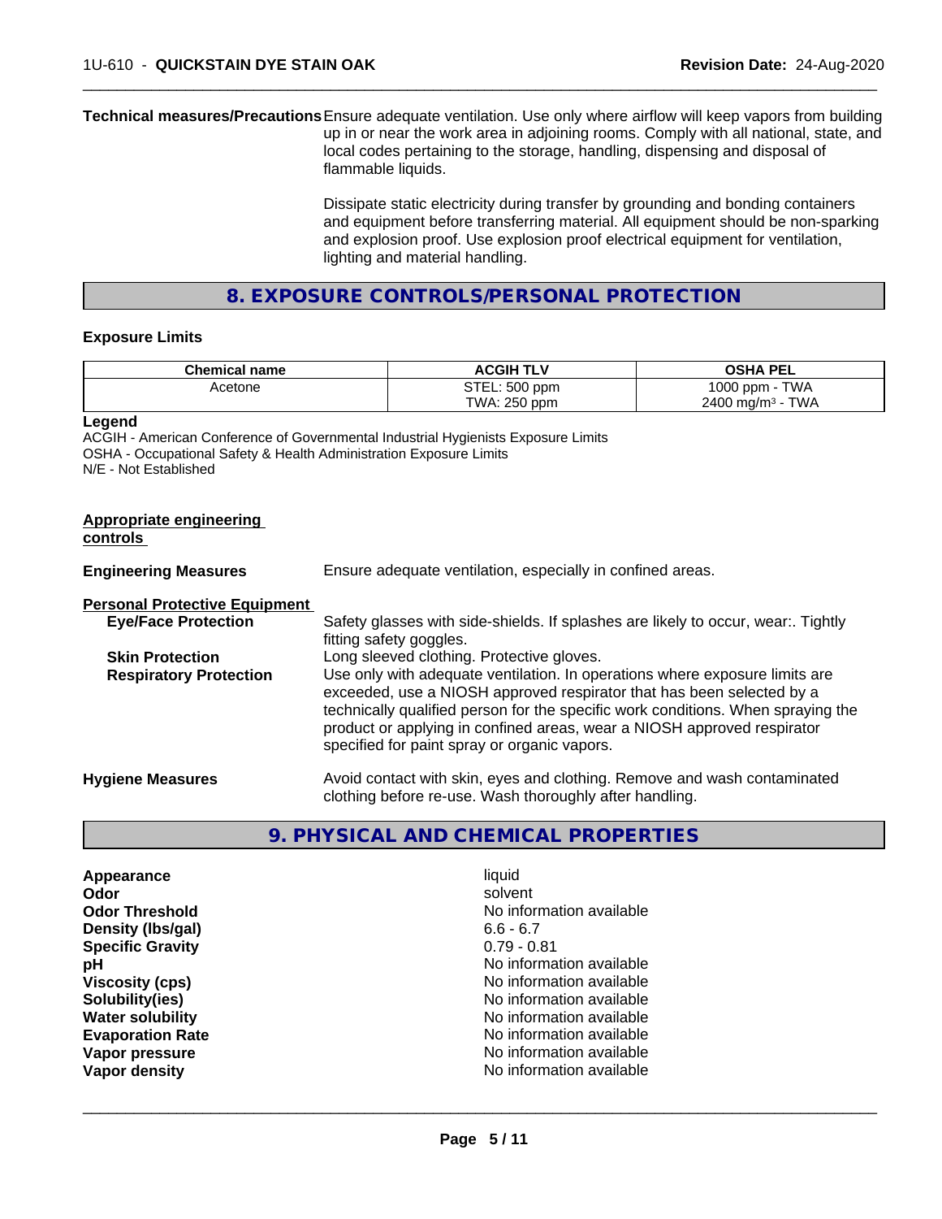**Technical measures/Precautions** Ensure adequate ventilation. Use only where airflow will keep vapors from building up in or near the work area in adjoining rooms. Comply with all national, state, and local codes pertaining to the storage, handling, dispensing and disposal of flammable liquids.

Dissipate static electricity during transfer by grounding and bonding containers and equipment before transferring material. All equipment should be non-sparking and explosion proof. Use explosion proof electrical equipment for ventilation, lighting and material handling.

## 8. EXPOSURE CONTROLS/PERSONAL PROTECTION

### Exposure Limits

| Chemical name | ACGIH TLV | OSHA PEL |
|---|---|---|
| Acetone | STEL: 500 ppm<br>TWA: 250 ppm | 1000 ppm - TWA<br>2400 mg/m³ - TWA |

**Legend**

ACGIH - American Conference of Governmental Industrial Hygienists Exposure Limits
OSHA - Occupational Safety & Health Administration Exposure Limits
N/E - Not Established

**Appropriate engineering controls**

**Engineering Measures** Ensure adequate ventilation, especially in confined areas.

**Personal Protective Equipment**

**Eye/Face Protection** Safety glasses with side-shields. If splashes are likely to occur, wear:. Tightly fitting safety goggles.

**Skin Protection** Long sleeved clothing. Protective gloves.

**Respiratory Protection** Use only with adequate ventilation. In operations where exposure limits are exceeded, use a NIOSH approved respirator that has been selected by a technically qualified person for the specific work conditions. When spraying the product or applying in confined areas, wear a NIOSH approved respirator specified for paint spray or organic vapors.

**Hygiene Measures** Avoid contact with skin, eyes and clothing. Remove and wash contaminated clothing before re-use. Wash thoroughly after handling.

## 9. PHYSICAL AND CHEMICAL PROPERTIES

| | |
|---|---|
| **Appearance** | liquid |
| **Odor** | solvent |
| **Odor Threshold** | No information available |
| **Density (lbs/gal)** | 6.6 - 6.7 |
| **Specific Gravity** | 0.79 - 0.81 |
| **pH** | No information available |
| **Viscosity (cps)** | No information available |
| **Solubility(ies)** | No information available |
| **Water solubility** | No information available |
| **Evaporation Rate** | No information available |
| **Vapor pressure** | No information available |
| **Vapor density** | No information available |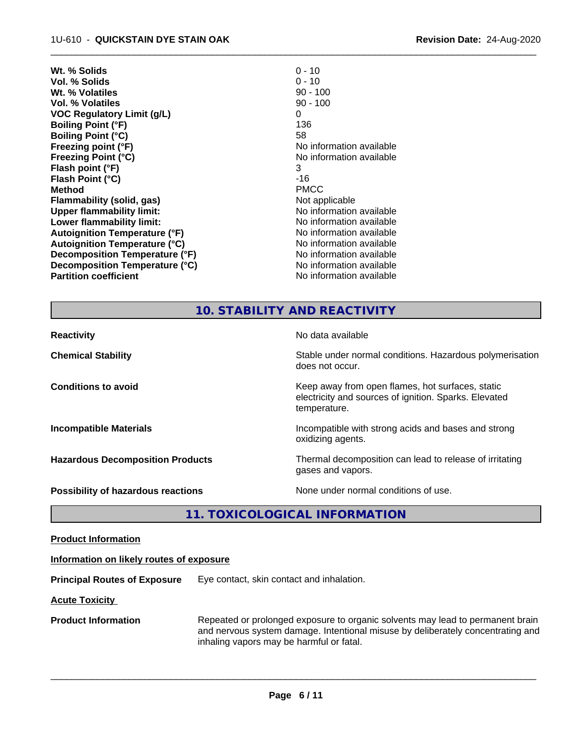| | |
|---|---|
| **Wt. % Solids** | 0 - 10 |
| **Vol. % Solids** | 0 - 10 |
| **Wt. % Volatiles** | 90 - 100 |
| **Vol. % Volatiles** | 90 - 100 |
| **VOC Regulatory Limit (g/L)** | 0 |
| **Boiling Point (°F)** | 136 |
| **Boiling Point (°C)** | 58 |
| **Freezing point (°F)** | No information available |
| **Freezing Point (°C)** | No information available |
| **Flash point (°F)** | 3 |
| **Flash Point (°C)** | -16 |
| **Method** | PMCC |
| **Flammability (solid, gas)** | Not applicable |
| **Upper flammability limit:** | No information available |
| **Lower flammability limit:** | No information available |
| **Autoignition Temperature (°F)** | No information available |
| **Autoignition Temperature (°C)** | No information available |
| **Decomposition Temperature (°F)** | No information available |
| **Decomposition Temperature (°C)** | No information available |
| **Partition coefficient** | No information available |

## 10. STABILITY AND REACTIVITY

| | |
|---|---|
| **Reactivity** | No data available |
| **Chemical Stability** | Stable under normal conditions. Hazardous polymerisation does not occur. |
| **Conditions to avoid** | Keep away from open flames, hot surfaces, static electricity and sources of ignition. Sparks. Elevated temperature. |
| **Incompatible Materials** | Incompatible with strong acids and bases and strong oxidizing agents. |
| **Hazardous Decomposition Products** | Thermal decomposition can lead to release of irritating gases and vapors. |
| **Possibility of hazardous reactions** | None under normal conditions of use. |

## 11. TOXICOLOGICAL INFORMATION

**Product Information**

**Information on likely routes of exposure**

**Principal Routes of Exposure** Eye contact, skin contact and inhalation.

**Acute Toxicity**

**Product Information** Repeated or prolonged exposure to organic solvents may lead to permanent brain and nervous system damage. Intentional misuse by deliberately concentrating and inhaling vapors may be harmful or fatal.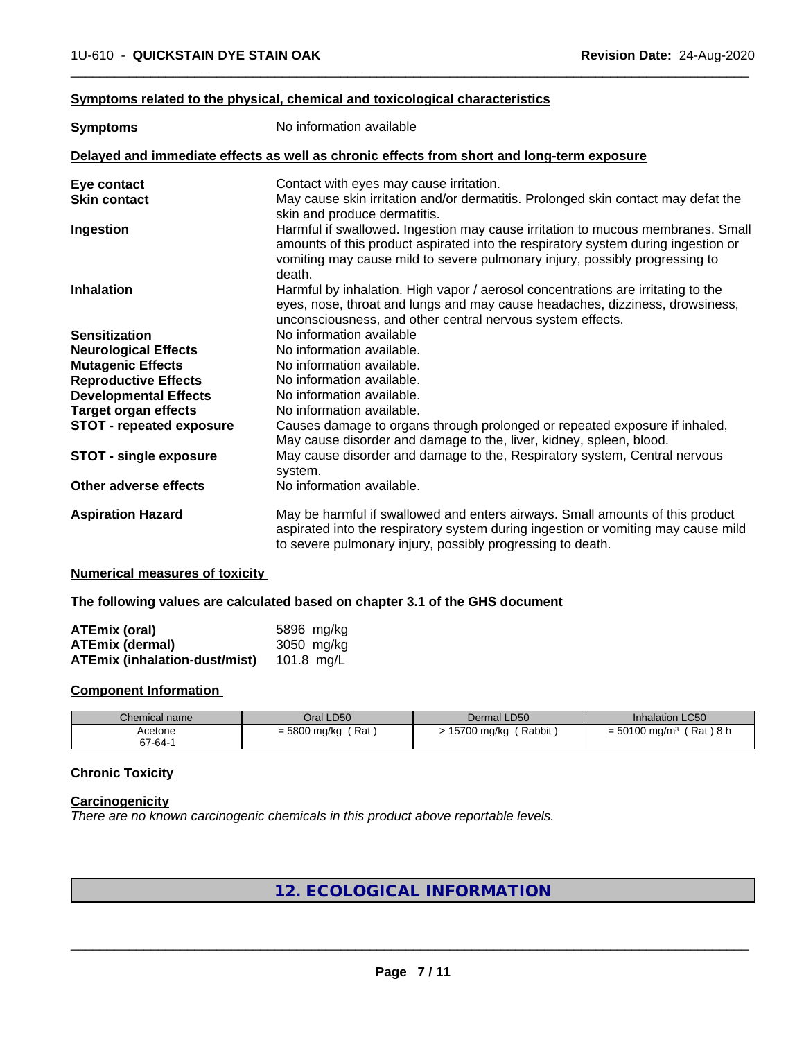### Symptoms related to the physical, chemical and toxicological characteristics

| | |
|---|---|
| **Symptoms** | No information available |

### Delayed and immediate effects as well as chronic effects from short and long-term exposure

| | |
|---|---|
| **Eye contact** | Contact with eyes may cause irritation. |
| **Skin contact** | May cause skin irritation and/or dermatitis. Prolonged skin contact may defat the skin and produce dermatitis. |
| **Ingestion** | Harmful if swallowed. Ingestion may cause irritation to mucous membranes. Small amounts of this product aspirated into the respiratory system during ingestion or vomiting may cause mild to severe pulmonary injury, possibly progressing to death. |
| **Inhalation** | Harmful by inhalation. High vapor / aerosol concentrations are irritating to the eyes, nose, throat and lungs and may cause headaches, dizziness, drowsiness, unconsciousness, and other central nervous system effects. |
| **Sensitization** | No information available |
| **Neurological Effects** | No information available. |
| **Mutagenic Effects** | No information available. |
| **Reproductive Effects** | No information available. |
| **Developmental Effects** | No information available. |
| **Target organ effects** | No information available. |
| **STOT - repeated exposure** | Causes damage to organs through prolonged or repeated exposure if inhaled, May cause disorder and damage to the, liver, kidney, spleen, blood. |
| **STOT - single exposure** | May cause disorder and damage to the, Respiratory system, Central nervous system. |
| **Other adverse effects** | No information available. |
| **Aspiration Hazard** | May be harmful if swallowed and enters airways. Small amounts of this product aspirated into the respiratory system during ingestion or vomiting may cause mild to severe pulmonary injury, possibly progressing to death. |

### Numerical measures of toxicity

**The following values are calculated based on chapter 3.1 of the GHS document**

| | |
|---|---|
| **ATEmix (oral)** | 5896 mg/kg |
| **ATEmix (dermal)** | 3050 mg/kg |
| **ATEmix (inhalation-dust/mist)** | 101.8 mg/L |

### Component Information

| Chemical name | Oral LD50 | Dermal LD50 | Inhalation LC50 |
|---|---|---|---|
| Acetone<br>67-64-1 | = 5800 mg/kg ( Rat ) | > 15700 mg/kg ( Rabbit ) | = 50100 mg/m³ ( Rat ) 8 h |

### Chronic Toxicity

### Carcinogenicity

*There are no known carcinogenic chemicals in this product above reportable levels.*

## 12. ECOLOGICAL INFORMATION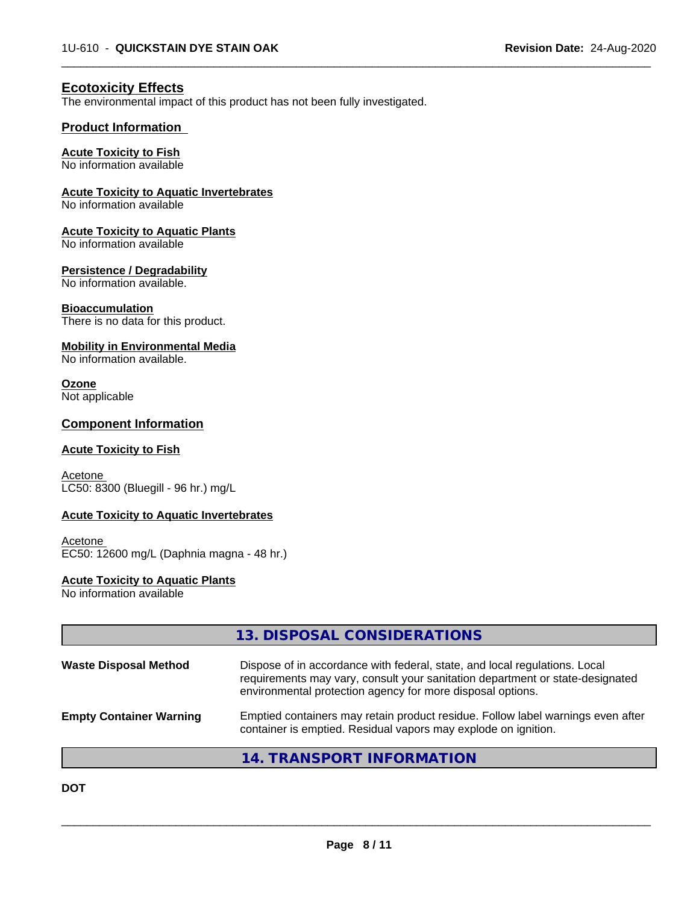## Ecotoxicity Effects

The environmental impact of this product has not been fully investigated.

### Product Information

**Acute Toxicity to Fish**
No information available

**Acute Toxicity to Aquatic Invertebrates**
No information available

**Acute Toxicity to Aquatic Plants**
No information available

**Persistence / Degradability**
No information available.

**Bioaccumulation**
There is no data for this product.

**Mobility in Environmental Media**
No information available.

**Ozone**
Not applicable

### Component Information

**Acute Toxicity to Fish**

Acetone
LC50: 8300 (Bluegill - 96 hr.) mg/L

**Acute Toxicity to Aquatic Invertebrates**

Acetone
EC50: 12600 mg/L (Daphnia magna - 48 hr.)

**Acute Toxicity to Aquatic Plants**
No information available

## 13. DISPOSAL CONSIDERATIONS

**Waste Disposal Method** — Dispose of in accordance with federal, state, and local regulations. Local requirements may vary, consult your sanitation department or state-designated environmental protection agency for more disposal options.

**Empty Container Warning** — Emptied containers may retain product residue. Follow label warnings even after container is emptied. Residual vapors may explode on ignition.

## 14. TRANSPORT INFORMATION

**DOT**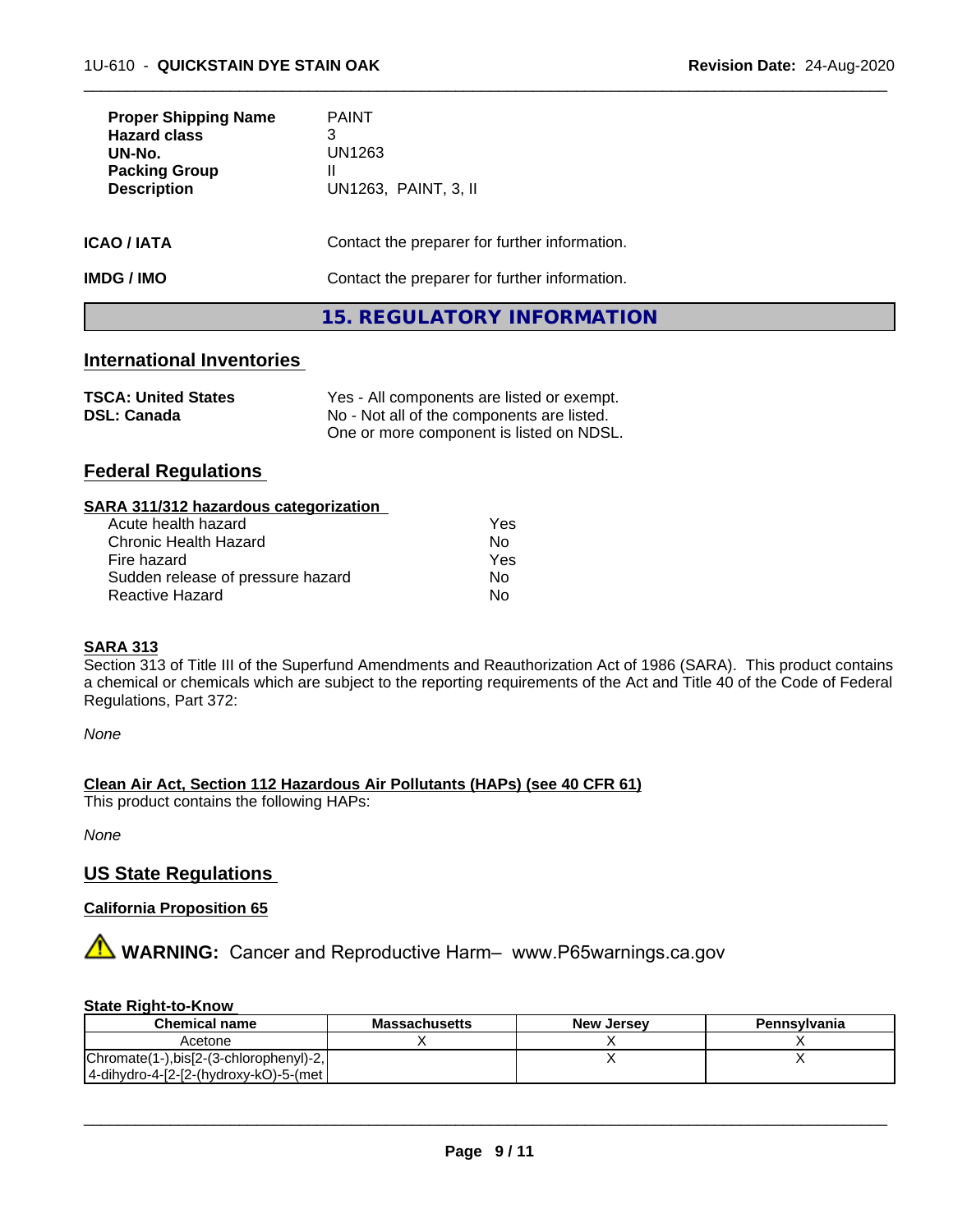| | |
|---|---|
| **Proper Shipping Name** | PAINT |
| **Hazard class** | 3 |
| **UN-No.** | UN1263 |
| **Packing Group** | II |
| **Description** | UN1263, PAINT, 3, II |

**ICAO / IATA** Contact the preparer for further information.

**IMDG / IMO** Contact the preparer for further information.

# 15. REGULATORY INFORMATION

## International Inventories

| | |
|---|---|
| **TSCA: United States** | Yes - All components are listed or exempt. |
| **DSL: Canada** | No - Not all of the components are listed. One or more component is listed on NDSL. |

## Federal Regulations

### SARA 311/312 hazardous categorization

| | |
|---|---|
| Acute health hazard | Yes |
| Chronic Health Hazard | No |
| Fire hazard | Yes |
| Sudden release of pressure hazard | No |
| Reactive Hazard | No |

### SARA 313

Section 313 of Title III of the Superfund Amendments and Reauthorization Act of 1986 (SARA). This product contains a chemical or chemicals which are subject to the reporting requirements of the Act and Title 40 of the Code of Federal Regulations, Part 372:

*None*

### Clean Air Act, Section 112 Hazardous Air Pollutants (HAPs) (see 40 CFR 61)

This product contains the following HAPs:

*None*

## US State Regulations

### California Proposition 65

⚠ **WARNING:** Cancer and Reproductive Harm– www.P65warnings.ca.gov

### State Right-to-Know

| Chemical name | Massachusetts | New Jersey | Pennsylvania |
|---|---|---|---|
| Acetone | X | X | X |
| Chromate(1-),bis[2-(3-chlorophenyl)-2,4-dihydro-4-[2-[2-(hydroxy-kO)-5-(met | | X | X |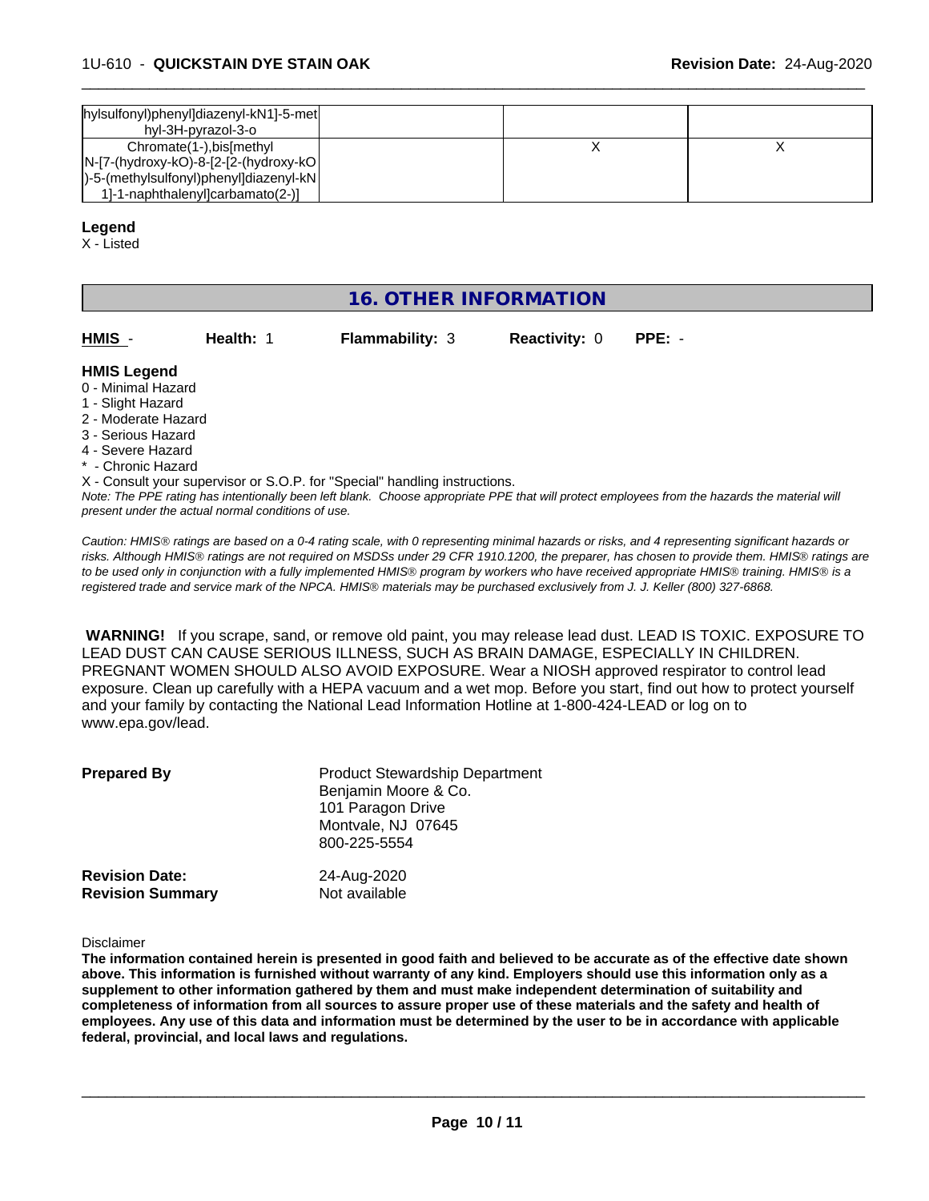| | | |
|---|---|---|
| hylsulfonyl)phenyl]diazenyl-kN1]-5-methyl-3H-pyrazol-3-o | | |
| Chromate(1-),bis[methyl N-[7-(hydroxy-kO)-8-[2-[2-(hydroxy-kO)-5-(methylsulfonyl)phenyl]diazenyl-kN1]-1-naphthalenyl]carbamato(2-)] | X | X |

**Legend**
X - Listed

## 16. OTHER INFORMATION

| **HMIS** - | **Health:** 1 | **Flammability:** 3 | **Reactivity:** 0 | **PPE:** - |
|---|---|---|---|---|

**HMIS Legend**
0 - Minimal Hazard
1 - Slight Hazard
2 - Moderate Hazard
3 - Serious Hazard
4 - Severe Hazard
* - Chronic Hazard
X - Consult your supervisor or S.O.P. for "Special" handling instructions.

*Note: The PPE rating has intentionally been left blank. Choose appropriate PPE that will protect employees from the hazards the material will present under the actual normal conditions of use.*

*Caution: HMIS® ratings are based on a 0-4 rating scale, with 0 representing minimal hazards or risks, and 4 representing significant hazards or risks. Although HMIS® ratings are not required on MSDSs under 29 CFR 1910.1200, the preparer, has chosen to provide them. HMIS® ratings are to be used only in conjunction with a fully implemented HMIS® program by workers who have received appropriate HMIS® training. HMIS® is a registered trade and service mark of the NPCA. HMIS® materials may be purchased exclusively from J. J. Keller (800) 327-6868.*

**WARNING!** If you scrape, sand, or remove old paint, you may release lead dust. LEAD IS TOXIC. EXPOSURE TO LEAD DUST CAN CAUSE SERIOUS ILLNESS, SUCH AS BRAIN DAMAGE, ESPECIALLY IN CHILDREN. PREGNANT WOMEN SHOULD ALSO AVOID EXPOSURE. Wear a NIOSH approved respirator to control lead exposure. Clean up carefully with a HEPA vacuum and a wet mop. Before you start, find out how to protect yourself and your family by contacting the National Lead Information Hotline at 1-800-424-LEAD or log on to www.epa.gov/lead.

**Prepared By**
Product Stewardship Department
Benjamin Moore & Co.
101 Paragon Drive
Montvale, NJ 07645
800-225-5554

**Revision Date:** 24-Aug-2020
**Revision Summary** Not available

Disclaimer

**The information contained herein is presented in good faith and believed to be accurate as of the effective date shown above. This information is furnished without warranty of any kind. Employers should use this information only as a supplement to other information gathered by them and must make independent determination of suitability and completeness of information from all sources to assure proper use of these materials and the safety and health of employees. Any use of this data and information must be determined by the user to be in accordance with applicable federal, provincial, and local laws and regulations.**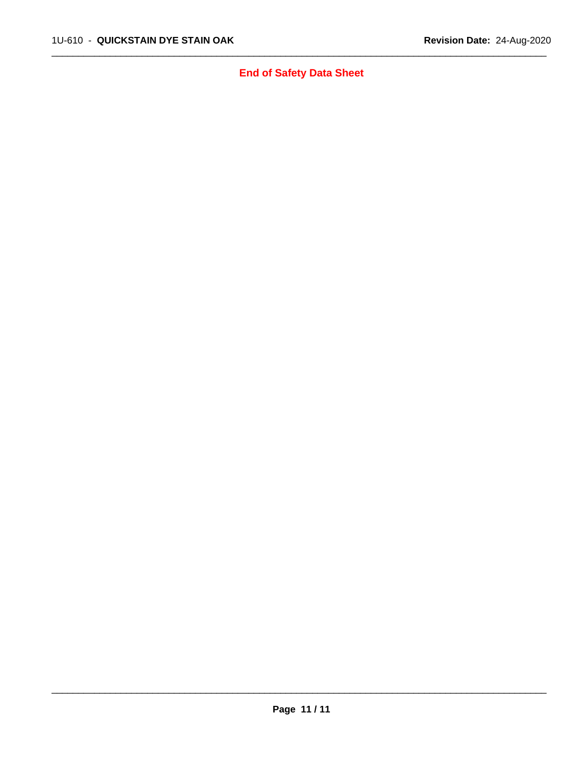**End of Safety Data Sheet**